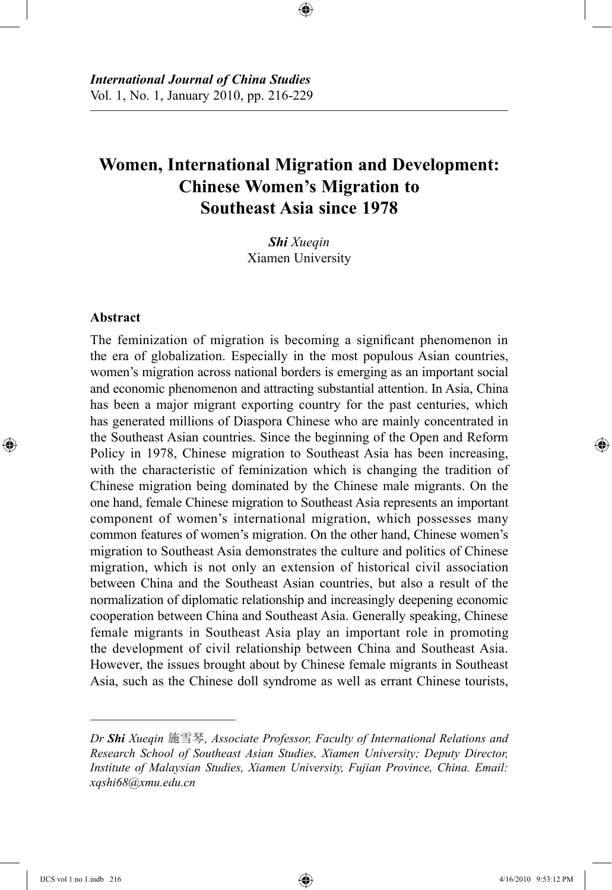*International Journal of China Studies*
Vol. 1, No. 1, January 2010, pp. 216-229

# Women, International Migration and Development: Chinese Women's Migration to Southeast Asia since 1978

***Shi** Xueqin*
Xiamen University

### Abstract

The feminization of migration is becoming a significant phenomenon in the era of globalization. Especially in the most populous Asian countries, women's migration across national borders is emerging as an important social and economic phenomenon and attracting substantial attention. In Asia, China has been a major migrant exporting country for the past centuries, which has generated millions of Diaspora Chinese who are mainly concentrated in the Southeast Asian countries. Since the beginning of the Open and Reform Policy in 1978, Chinese migration to Southeast Asia has been increasing, with the characteristic of feminization which is changing the tradition of Chinese migration being dominated by the Chinese male migrants. On the one hand, female Chinese migration to Southeast Asia represents an important component of women's international migration, which possesses many common features of women's migration. On the other hand, Chinese women's migration to Southeast Asia demonstrates the culture and politics of Chinese migration, which is not only an extension of historical civil association between China and the Southeast Asian countries, but also a result of the normalization of diplomatic relationship and increasingly deepening economic cooperation between China and Southeast Asia. Generally speaking, Chinese female migrants in Southeast Asia play an important role in promoting the development of civil relationship between China and Southeast Asia. However, the issues brought about by Chinese female migrants in Southeast Asia, such as the Chinese doll syndrome as well as errant Chinese tourists,

---

*Dr **Shi** Xueqin 施雪琴, Associate Professor, Faculty of International Relations and Research School of Southeast Asian Studies, Xiamen University; Deputy Director, Institute of Malaysian Studies, Xiamen University, Fujian Province, China. Email: xqshi68@xmu.edu.cn*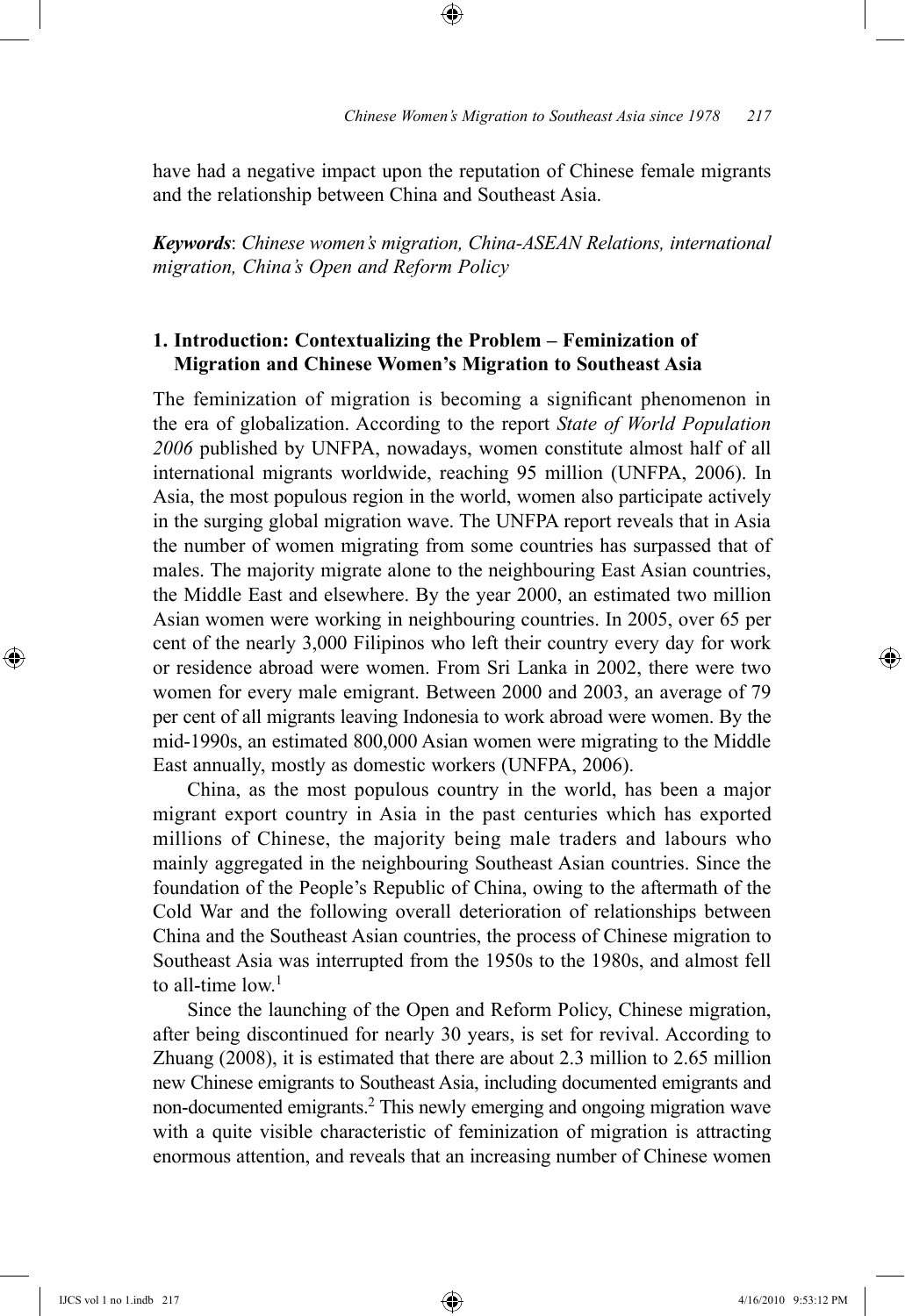have had a negative impact upon the reputation of Chinese female migrants and the relationship between China and Southeast Asia.

***Keywords***: *Chinese women's migration, China-ASEAN Relations, international migration, China's Open and Reform Policy*

## 1. Introduction: Contextualizing the Problem – Feminization of Migration and Chinese Women's Migration to Southeast Asia

The feminization of migration is becoming a significant phenomenon in the era of globalization. According to the report *State of World Population 2006* published by UNFPA, nowadays, women constitute almost half of all international migrants worldwide, reaching 95 million (UNFPA, 2006). In Asia, the most populous region in the world, women also participate actively in the surging global migration wave. The UNFPA report reveals that in Asia the number of women migrating from some countries has surpassed that of males. The majority migrate alone to the neighbouring East Asian countries, the Middle East and elsewhere. By the year 2000, an estimated two million Asian women were working in neighbouring countries. In 2005, over 65 per cent of the nearly 3,000 Filipinos who left their country every day for work or residence abroad were women. From Sri Lanka in 2002, there were two women for every male emigrant. Between 2000 and 2003, an average of 79 per cent of all migrants leaving Indonesia to work abroad were women. By the mid-1990s, an estimated 800,000 Asian women were migrating to the Middle East annually, mostly as domestic workers (UNFPA, 2006).

China, as the most populous country in the world, has been a major migrant export country in Asia in the past centuries which has exported millions of Chinese, the majority being male traders and labours who mainly aggregated in the neighbouring Southeast Asian countries. Since the foundation of the People's Republic of China, owing to the aftermath of the Cold War and the following overall deterioration of relationships between China and the Southeast Asian countries, the process of Chinese migration to Southeast Asia was interrupted from the 1950s to the 1980s, and almost fell to all-time low.[1]

Since the launching of the Open and Reform Policy, Chinese migration, after being discontinued for nearly 30 years, is set for revival. According to Zhuang (2008), it is estimated that there are about 2.3 million to 2.65 million new Chinese emigrants to Southeast Asia, including documented emigrants and non-documented emigrants.[2] This newly emerging and ongoing migration wave with a quite visible characteristic of feminization of migration is attracting enormous attention, and reveals that an increasing number of Chinese women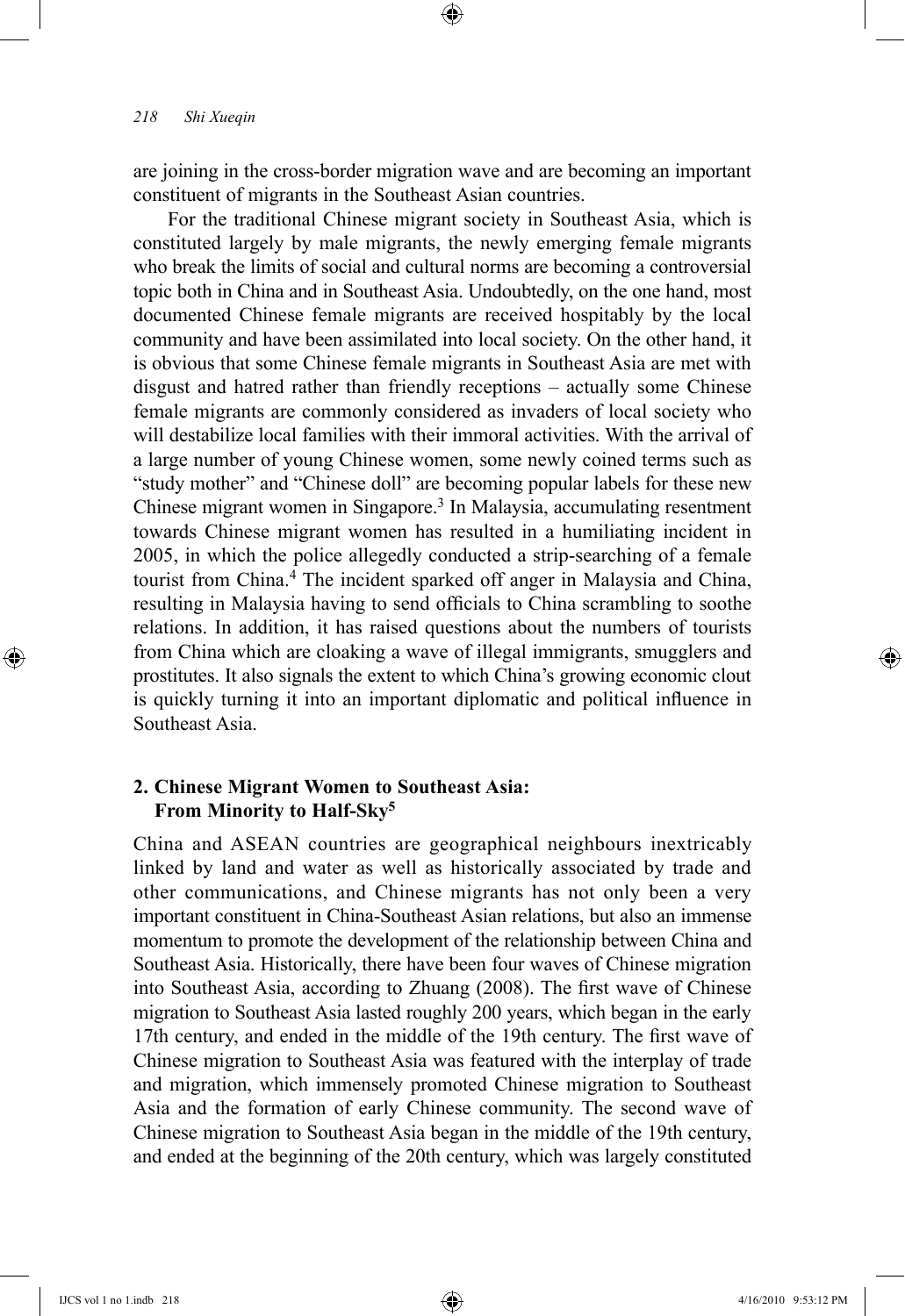are joining in the cross-border migration wave and are becoming an important constituent of migrants in the Southeast Asian countries.

For the traditional Chinese migrant society in Southeast Asia, which is constituted largely by male migrants, the newly emerging female migrants who break the limits of social and cultural norms are becoming a controversial topic both in China and in Southeast Asia. Undoubtedly, on the one hand, most documented Chinese female migrants are received hospitably by the local community and have been assimilated into local society. On the other hand, it is obvious that some Chinese female migrants in Southeast Asia are met with disgust and hatred rather than friendly receptions – actually some Chinese female migrants are commonly considered as invaders of local society who will destabilize local families with their immoral activities. With the arrival of a large number of young Chinese women, some newly coined terms such as "study mother" and "Chinese doll" are becoming popular labels for these new Chinese migrant women in Singapore.[3] In Malaysia, accumulating resentment towards Chinese migrant women has resulted in a humiliating incident in 2005, in which the police allegedly conducted a strip-searching of a female tourist from China.[4] The incident sparked off anger in Malaysia and China, resulting in Malaysia having to send officials to China scrambling to soothe relations. In addition, it has raised questions about the numbers of tourists from China which are cloaking a wave of illegal immigrants, smugglers and prostitutes. It also signals the extent to which China's growing economic clout is quickly turning it into an important diplomatic and political influence in Southeast Asia.

## 2. Chinese Migrant Women to Southeast Asia: From Minority to Half-Sky[5]

China and ASEAN countries are geographical neighbours inextricably linked by land and water as well as historically associated by trade and other communications, and Chinese migrants has not only been a very important constituent in China-Southeast Asian relations, but also an immense momentum to promote the development of the relationship between China and Southeast Asia. Historically, there have been four waves of Chinese migration into Southeast Asia, according to Zhuang (2008). The first wave of Chinese migration to Southeast Asia lasted roughly 200 years, which began in the early 17th century, and ended in the middle of the 19th century. The first wave of Chinese migration to Southeast Asia was featured with the interplay of trade and migration, which immensely promoted Chinese migration to Southeast Asia and the formation of early Chinese community. The second wave of Chinese migration to Southeast Asia began in the middle of the 19th century, and ended at the beginning of the 20th century, which was largely constituted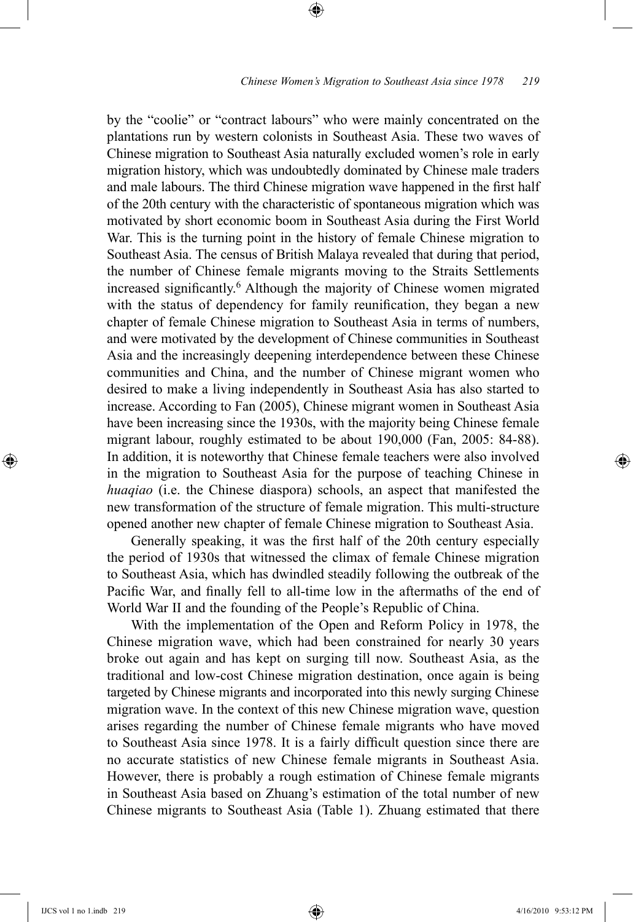by the "coolie" or "contract labours" who were mainly concentrated on the plantations run by western colonists in Southeast Asia. These two waves of Chinese migration to Southeast Asia naturally excluded women's role in early migration history, which was undoubtedly dominated by Chinese male traders and male labours. The third Chinese migration wave happened in the first half of the 20th century with the characteristic of spontaneous migration which was motivated by short economic boom in Southeast Asia during the First World War. This is the turning point in the history of female Chinese migration to Southeast Asia. The census of British Malaya revealed that during that period, the number of Chinese female migrants moving to the Straits Settlements increased significantly.[6] Although the majority of Chinese women migrated with the status of dependency for family reunification, they began a new chapter of female Chinese migration to Southeast Asia in terms of numbers, and were motivated by the development of Chinese communities in Southeast Asia and the increasingly deepening interdependence between these Chinese communities and China, and the number of Chinese migrant women who desired to make a living independently in Southeast Asia has also started to increase. According to Fan (2005), Chinese migrant women in Southeast Asia have been increasing since the 1930s, with the majority being Chinese female migrant labour, roughly estimated to be about 190,000 (Fan, 2005: 84-88). In addition, it is noteworthy that Chinese female teachers were also involved in the migration to Southeast Asia for the purpose of teaching Chinese in *huaqiao* (i.e. the Chinese diaspora) schools, an aspect that manifested the new transformation of the structure of female migration. This multi-structure opened another new chapter of female Chinese migration to Southeast Asia.

Generally speaking, it was the first half of the 20th century especially the period of 1930s that witnessed the climax of female Chinese migration to Southeast Asia, which has dwindled steadily following the outbreak of the Pacific War, and finally fell to all-time low in the aftermaths of the end of World War II and the founding of the People's Republic of China.

With the implementation of the Open and Reform Policy in 1978, the Chinese migration wave, which had been constrained for nearly 30 years broke out again and has kept on surging till now. Southeast Asia, as the traditional and low-cost Chinese migration destination, once again is being targeted by Chinese migrants and incorporated into this newly surging Chinese migration wave. In the context of this new Chinese migration wave, question arises regarding the number of Chinese female migrants who have moved to Southeast Asia since 1978. It is a fairly difficult question since there are no accurate statistics of new Chinese female migrants in Southeast Asia. However, there is probably a rough estimation of Chinese female migrants in Southeast Asia based on Zhuang's estimation of the total number of new Chinese migrants to Southeast Asia (Table 1). Zhuang estimated that there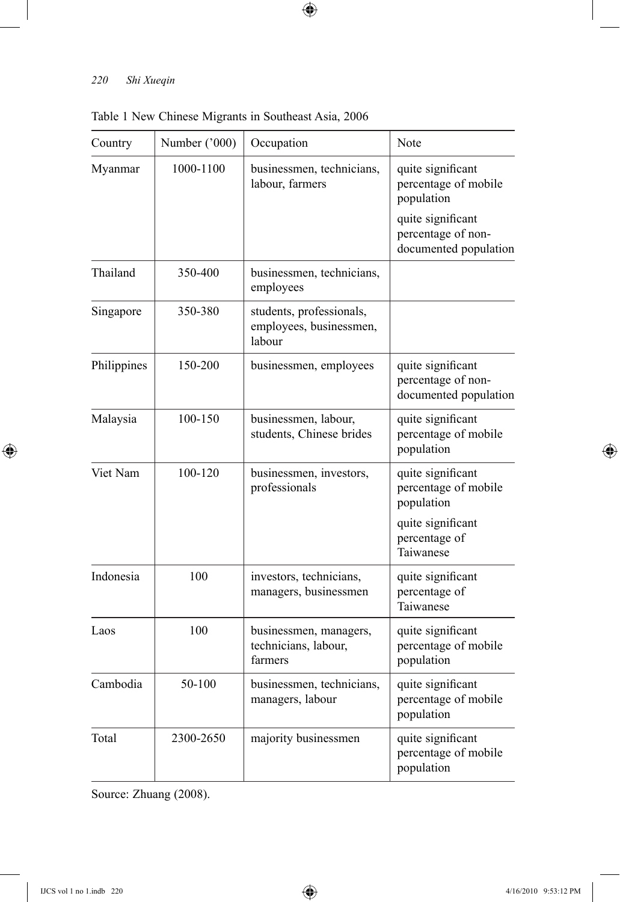Table 1 New Chinese Migrants in Southeast Asia, 2006

| Country | Number ('000) | Occupation | Note |
| --- | --- | --- | --- |
| Myanmar | 1000-1100 | businessmen, technicians, labour, farmers | quite significant percentage of mobile population<br>quite significant percentage of non-documented population |
| Thailand | 350-400 | businessmen, technicians, employees | |
| Singapore | 350-380 | students, professionals, employees, businessmen, labour | |
| Philippines | 150-200 | businessmen, employees | quite significant percentage of non-documented population |
| Malaysia | 100-150 | businessmen, labour, students, Chinese brides | quite significant percentage of mobile population |
| Viet Nam | 100-120 | businessmen, investors, professionals | quite significant percentage of mobile population<br>quite significant percentage of Taiwanese |
| Indonesia | 100 | investors, technicians, managers, businessmen | quite significant percentage of Taiwanese |
| Laos | 100 | businessmen, managers, technicians, labour, farmers | quite significant percentage of mobile population |
| Cambodia | 50-100 | businessmen, technicians, managers, labour | quite significant percentage of mobile population |
| Total | 2300-2650 | majority businessmen | quite significant percentage of mobile population |

Source: Zhuang (2008).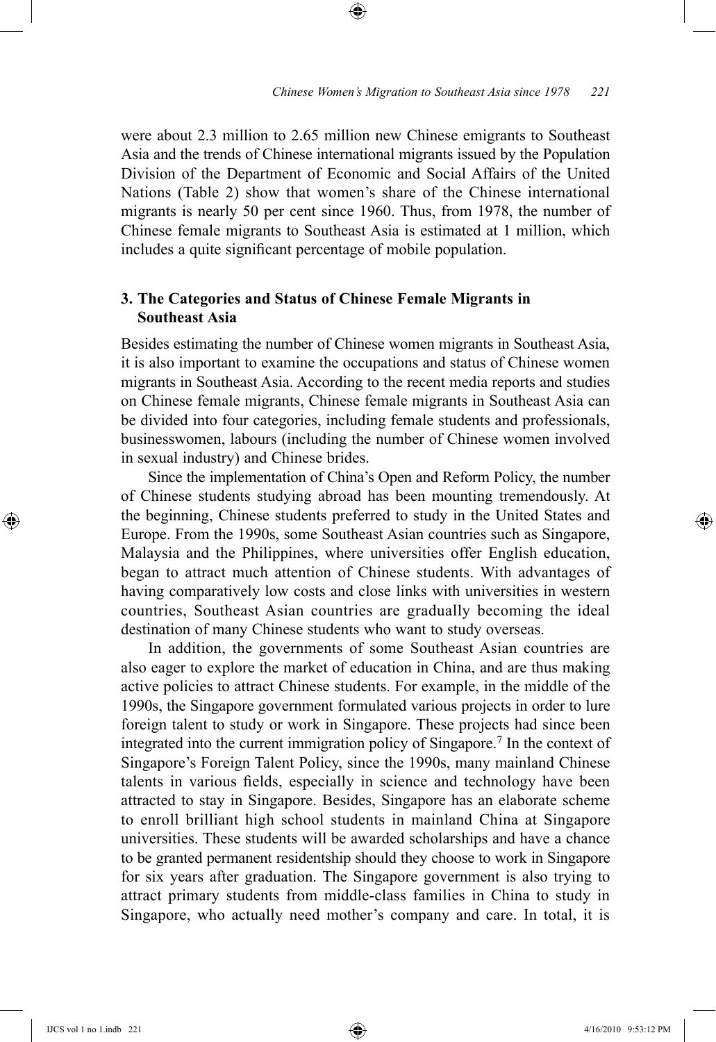were about 2.3 million to 2.65 million new Chinese emigrants to Southeast Asia and the trends of Chinese international migrants issued by the Population Division of the Department of Economic and Social Affairs of the United Nations (Table 2) show that women's share of the Chinese international migrants is nearly 50 per cent since 1960. Thus, from 1978, the number of Chinese female migrants to Southeast Asia is estimated at 1 million, which includes a quite significant percentage of mobile population.

## 3. The Categories and Status of Chinese Female Migrants in Southeast Asia

Besides estimating the number of Chinese women migrants in Southeast Asia, it is also important to examine the occupations and status of Chinese women migrants in Southeast Asia. According to the recent media reports and studies on Chinese female migrants, Chinese female migrants in Southeast Asia can be divided into four categories, including female students and professionals, businesswomen, labours (including the number of Chinese women involved in sexual industry) and Chinese brides.

Since the implementation of China's Open and Reform Policy, the number of Chinese students studying abroad has been mounting tremendously. At the beginning, Chinese students preferred to study in the United States and Europe. From the 1990s, some Southeast Asian countries such as Singapore, Malaysia and the Philippines, where universities offer English education, began to attract much attention of Chinese students. With advantages of having comparatively low costs and close links with universities in western countries, Southeast Asian countries are gradually becoming the ideal destination of many Chinese students who want to study overseas.

In addition, the governments of some Southeast Asian countries are also eager to explore the market of education in China, and are thus making active policies to attract Chinese students. For example, in the middle of the 1990s, the Singapore government formulated various projects in order to lure foreign talent to study or work in Singapore. These projects had since been integrated into the current immigration policy of Singapore.[7] In the context of Singapore's Foreign Talent Policy, since the 1990s, many mainland Chinese talents in various fields, especially in science and technology have been attracted to stay in Singapore. Besides, Singapore has an elaborate scheme to enroll brilliant high school students in mainland China at Singapore universities. These students will be awarded scholarships and have a chance to be granted permanent residentship should they choose to work in Singapore for six years after graduation. The Singapore government is also trying to attract primary students from middle-class families in China to study in Singapore, who actually need mother's company and care. In total, it is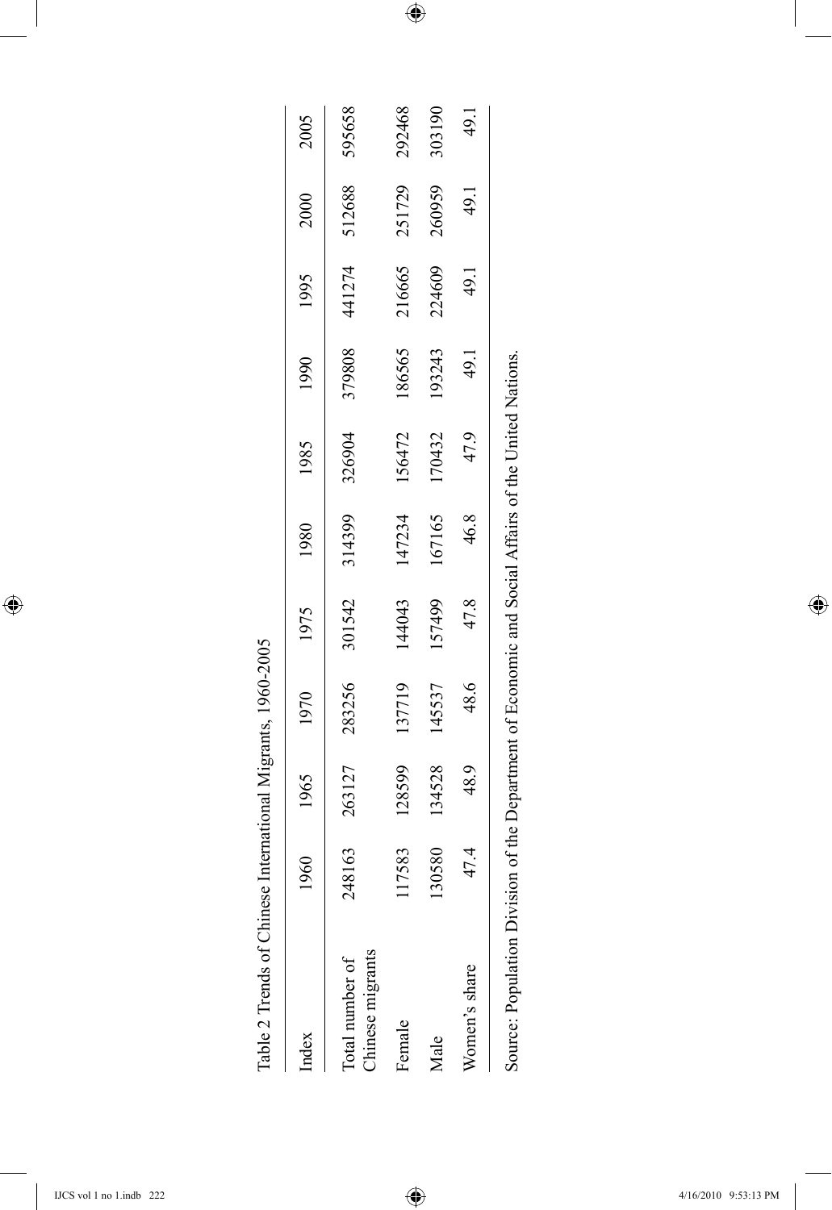Table 2 Trends of Chinese International Migrants, 1960-2005

| Index | 1960 | 1965 | 1970 | 1975 | 1980 | 1985 | 1990 | 1995 | 2000 | 2005 |
|---|---|---|---|---|---|---|---|---|---|---|
| Total number of Chinese migrants | 248163 | 263127 | 283256 | 301542 | 314399 | 326904 | 379808 | 441274 | 512688 | 595658 |
| Female | 117583 | 128599 | 137719 | 144043 | 147234 | 156472 | 186565 | 216665 | 251729 | 292468 |
| Male | 130580 | 134528 | 145537 | 157499 | 167165 | 170432 | 193243 | 224609 | 260959 | 303190 |
| Women's share | 47.4 | 48.9 | 48.6 | 47.8 | 46.8 | 47.9 | 49.1 | 49.1 | 49.1 | 49.1 |

Source: Population Division of the Department of Economic and Social Affairs of the United Nations.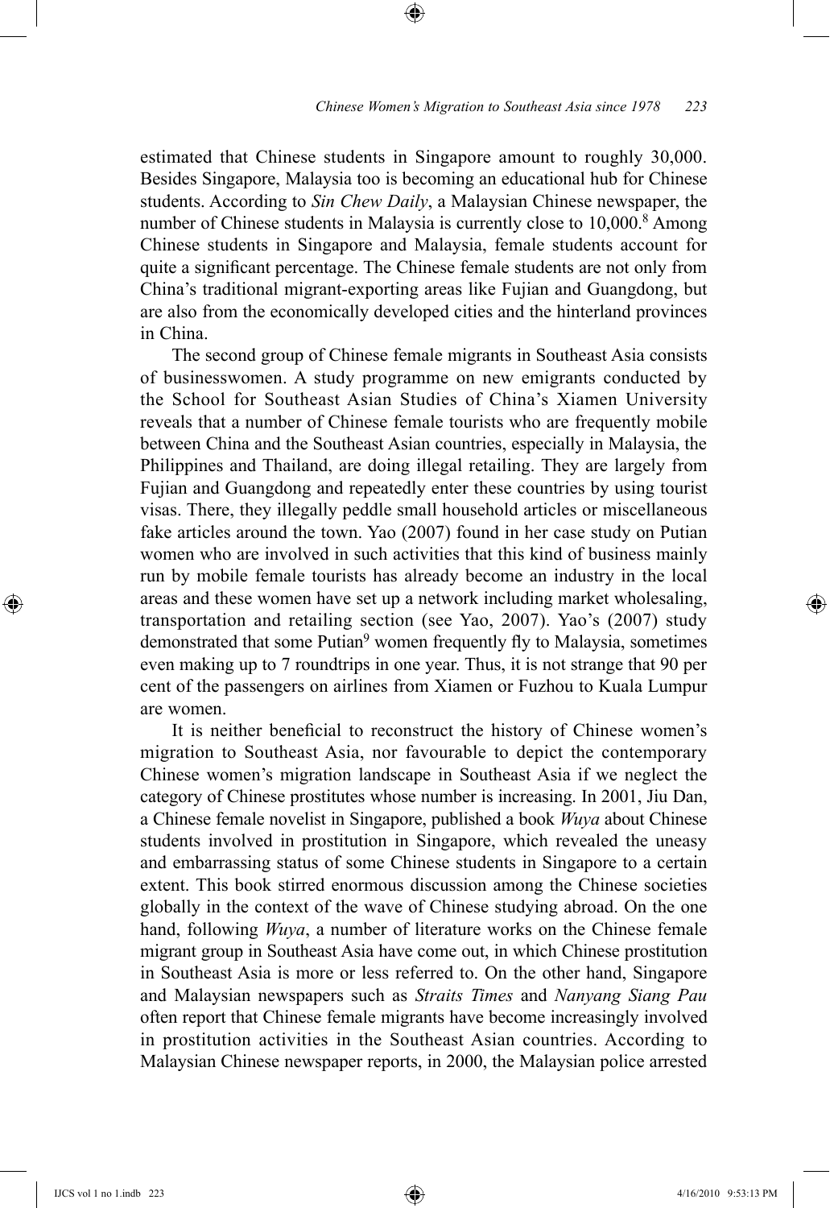estimated that Chinese students in Singapore amount to roughly 30,000. Besides Singapore, Malaysia too is becoming an educational hub for Chinese students. According to *Sin Chew Daily*, a Malaysian Chinese newspaper, the number of Chinese students in Malaysia is currently close to 10,000.[8] Among Chinese students in Singapore and Malaysia, female students account for quite a significant percentage. The Chinese female students are not only from China's traditional migrant-exporting areas like Fujian and Guangdong, but are also from the economically developed cities and the hinterland provinces in China.

The second group of Chinese female migrants in Southeast Asia consists of businesswomen. A study programme on new emigrants conducted by the School for Southeast Asian Studies of China's Xiamen University reveals that a number of Chinese female tourists who are frequently mobile between China and the Southeast Asian countries, especially in Malaysia, the Philippines and Thailand, are doing illegal retailing. They are largely from Fujian and Guangdong and repeatedly enter these countries by using tourist visas. There, they illegally peddle small household articles or miscellaneous fake articles around the town. Yao (2007) found in her case study on Putian women who are involved in such activities that this kind of business mainly run by mobile female tourists has already become an industry in the local areas and these women have set up a network including market wholesaling, transportation and retailing section (see Yao, 2007). Yao's (2007) study demonstrated that some Putian[9] women frequently fly to Malaysia, sometimes even making up to 7 roundtrips in one year. Thus, it is not strange that 90 per cent of the passengers on airlines from Xiamen or Fuzhou to Kuala Lumpur are women.

It is neither beneficial to reconstruct the history of Chinese women's migration to Southeast Asia, nor favourable to depict the contemporary Chinese women's migration landscape in Southeast Asia if we neglect the category of Chinese prostitutes whose number is increasing. In 2001, Jiu Dan, a Chinese female novelist in Singapore, published a book *Wuya* about Chinese students involved in prostitution in Singapore, which revealed the uneasy and embarrassing status of some Chinese students in Singapore to a certain extent. This book stirred enormous discussion among the Chinese societies globally in the context of the wave of Chinese studying abroad. On the one hand, following *Wuya*, a number of literature works on the Chinese female migrant group in Southeast Asia have come out, in which Chinese prostitution in Southeast Asia is more or less referred to. On the other hand, Singapore and Malaysian newspapers such as *Straits Times* and *Nanyang Siang Pau* often report that Chinese female migrants have become increasingly involved in prostitution activities in the Southeast Asian countries. According to Malaysian Chinese newspaper reports, in 2000, the Malaysian police arrested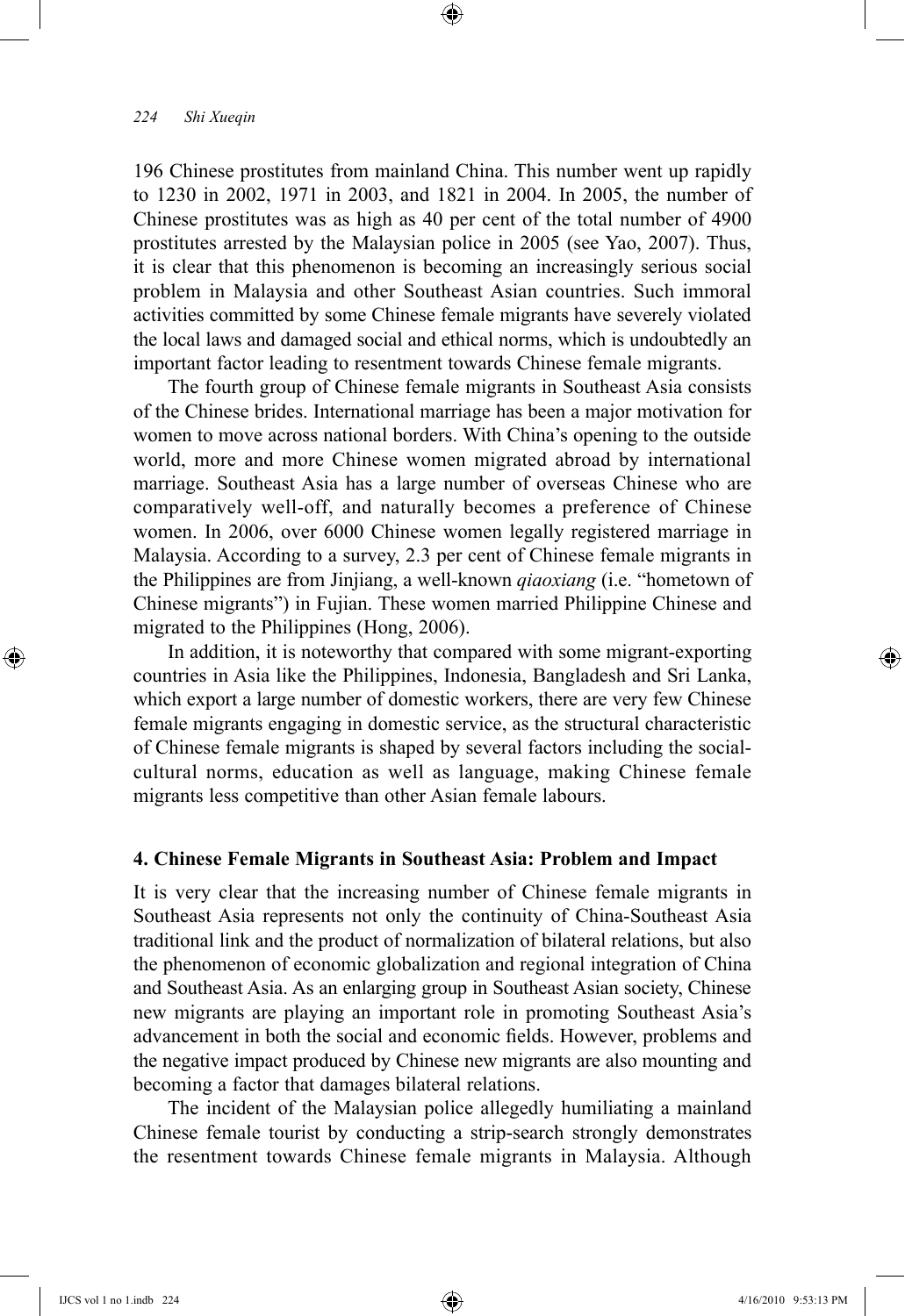196 Chinese prostitutes from mainland China. This number went up rapidly to 1230 in 2002, 1971 in 2003, and 1821 in 2004. In 2005, the number of Chinese prostitutes was as high as 40 per cent of the total number of 4900 prostitutes arrested by the Malaysian police in 2005 (see Yao, 2007). Thus, it is clear that this phenomenon is becoming an increasingly serious social problem in Malaysia and other Southeast Asian countries. Such immoral activities committed by some Chinese female migrants have severely violated the local laws and damaged social and ethical norms, which is undoubtedly an important factor leading to resentment towards Chinese female migrants.

The fourth group of Chinese female migrants in Southeast Asia consists of the Chinese brides. International marriage has been a major motivation for women to move across national borders. With China's opening to the outside world, more and more Chinese women migrated abroad by international marriage. Southeast Asia has a large number of overseas Chinese who are comparatively well-off, and naturally becomes a preference of Chinese women. In 2006, over 6000 Chinese women legally registered marriage in Malaysia. According to a survey, 2.3 per cent of Chinese female migrants in the Philippines are from Jinjiang, a well-known *qiaoxiang* (i.e. "hometown of Chinese migrants") in Fujian. These women married Philippine Chinese and migrated to the Philippines (Hong, 2006).

In addition, it is noteworthy that compared with some migrant-exporting countries in Asia like the Philippines, Indonesia, Bangladesh and Sri Lanka, which export a large number of domestic workers, there are very few Chinese female migrants engaging in domestic service, as the structural characteristic of Chinese female migrants is shaped by several factors including the social-cultural norms, education as well as language, making Chinese female migrants less competitive than other Asian female labours.

## 4. Chinese Female Migrants in Southeast Asia: Problem and Impact

It is very clear that the increasing number of Chinese female migrants in Southeast Asia represents not only the continuity of China-Southeast Asia traditional link and the product of normalization of bilateral relations, but also the phenomenon of economic globalization and regional integration of China and Southeast Asia. As an enlarging group in Southeast Asian society, Chinese new migrants are playing an important role in promoting Southeast Asia's advancement in both the social and economic fields. However, problems and the negative impact produced by Chinese new migrants are also mounting and becoming a factor that damages bilateral relations.

The incident of the Malaysian police allegedly humiliating a mainland Chinese female tourist by conducting a strip-search strongly demonstrates the resentment towards Chinese female migrants in Malaysia. Although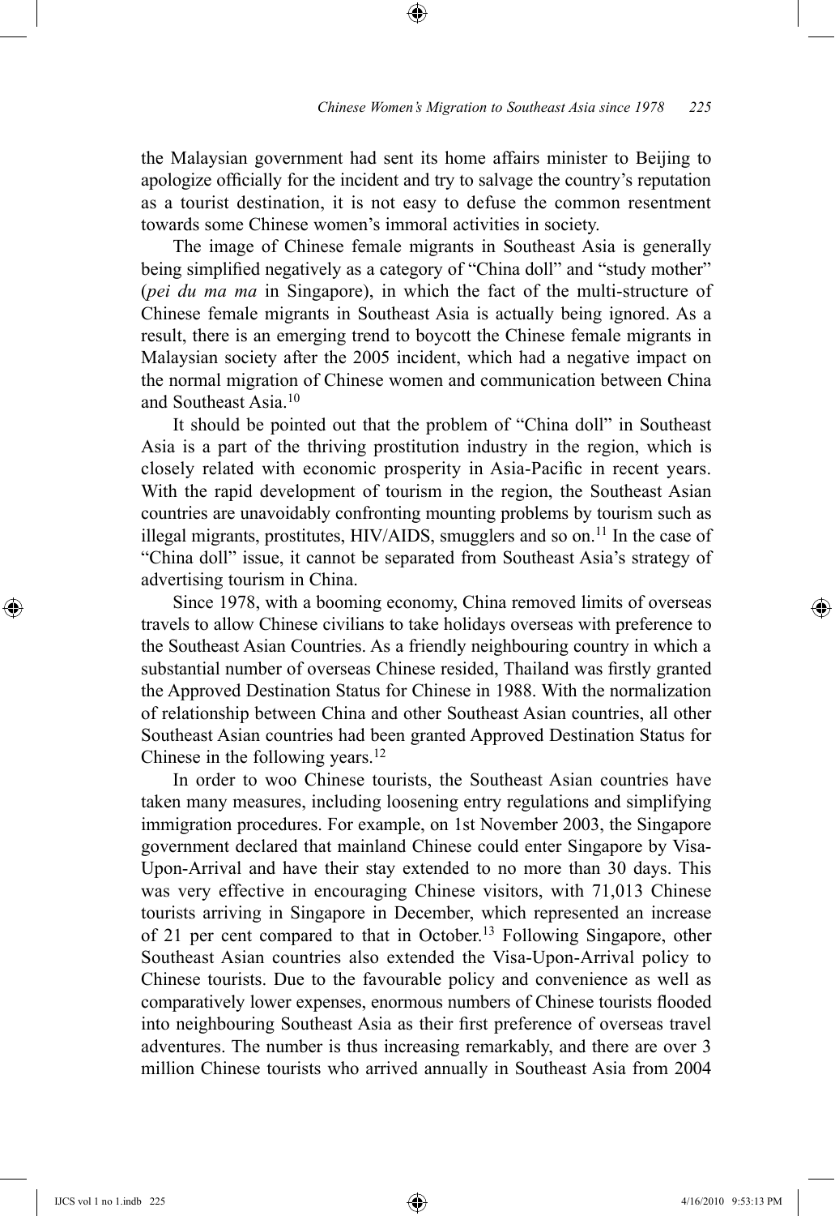the Malaysian government had sent its home affairs minister to Beijing to apologize officially for the incident and try to salvage the country's reputation as a tourist destination, it is not easy to defuse the common resentment towards some Chinese women's immoral activities in society.

The image of Chinese female migrants in Southeast Asia is generally being simplified negatively as a category of "China doll" and "study mother" (*pei du ma ma* in Singapore), in which the fact of the multi-structure of Chinese female migrants in Southeast Asia is actually being ignored. As a result, there is an emerging trend to boycott the Chinese female migrants in Malaysian society after the 2005 incident, which had a negative impact on the normal migration of Chinese women and communication between China and Southeast Asia.[10]

It should be pointed out that the problem of "China doll" in Southeast Asia is a part of the thriving prostitution industry in the region, which is closely related with economic prosperity in Asia-Pacific in recent years. With the rapid development of tourism in the region, the Southeast Asian countries are unavoidably confronting mounting problems by tourism such as illegal migrants, prostitutes, HIV/AIDS, smugglers and so on.[11] In the case of "China doll" issue, it cannot be separated from Southeast Asia's strategy of advertising tourism in China.

Since 1978, with a booming economy, China removed limits of overseas travels to allow Chinese civilians to take holidays overseas with preference to the Southeast Asian Countries. As a friendly neighbouring country in which a substantial number of overseas Chinese resided, Thailand was firstly granted the Approved Destination Status for Chinese in 1988. With the normalization of relationship between China and other Southeast Asian countries, all other Southeast Asian countries had been granted Approved Destination Status for Chinese in the following years.[12]

In order to woo Chinese tourists, the Southeast Asian countries have taken many measures, including loosening entry regulations and simplifying immigration procedures. For example, on 1st November 2003, the Singapore government declared that mainland Chinese could enter Singapore by Visa-Upon-Arrival and have their stay extended to no more than 30 days. This was very effective in encouraging Chinese visitors, with 71,013 Chinese tourists arriving in Singapore in December, which represented an increase of 21 per cent compared to that in October.[13] Following Singapore, other Southeast Asian countries also extended the Visa-Upon-Arrival policy to Chinese tourists. Due to the favourable policy and convenience as well as comparatively lower expenses, enormous numbers of Chinese tourists flooded into neighbouring Southeast Asia as their first preference of overseas travel adventures. The number is thus increasing remarkably, and there are over 3 million Chinese tourists who arrived annually in Southeast Asia from 2004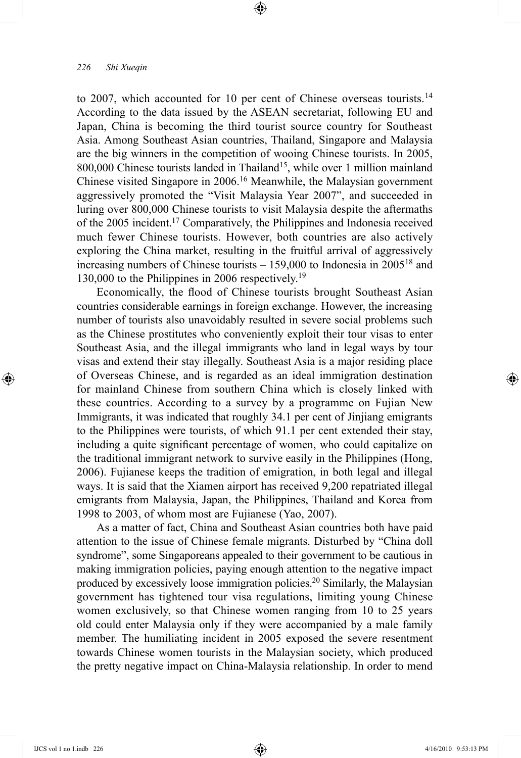to 2007, which accounted for 10 per cent of Chinese overseas tourists.[14] According to the data issued by the ASEAN secretariat, following EU and Japan, China is becoming the third tourist source country for Southeast Asia. Among Southeast Asian countries, Thailand, Singapore and Malaysia are the big winners in the competition of wooing Chinese tourists. In 2005, 800,000 Chinese tourists landed in Thailand[15], while over 1 million mainland Chinese visited Singapore in 2006.[16] Meanwhile, the Malaysian government aggressively promoted the "Visit Malaysia Year 2007", and succeeded in luring over 800,000 Chinese tourists to visit Malaysia despite the aftermaths of the 2005 incident.[17] Comparatively, the Philippines and Indonesia received much fewer Chinese tourists. However, both countries are also actively exploring the China market, resulting in the fruitful arrival of aggressively increasing numbers of Chinese tourists – 159,000 to Indonesia in 2005[18] and 130,000 to the Philippines in 2006 respectively.[19]

Economically, the flood of Chinese tourists brought Southeast Asian countries considerable earnings in foreign exchange. However, the increasing number of tourists also unavoidably resulted in severe social problems such as the Chinese prostitutes who conveniently exploit their tour visas to enter Southeast Asia, and the illegal immigrants who land in legal ways by tour visas and extend their stay illegally. Southeast Asia is a major residing place of Overseas Chinese, and is regarded as an ideal immigration destination for mainland Chinese from southern China which is closely linked with these countries. According to a survey by a programme on Fujian New Immigrants, it was indicated that roughly 34.1 per cent of Jinjiang emigrants to the Philippines were tourists, of which 91.1 per cent extended their stay, including a quite significant percentage of women, who could capitalize on the traditional immigrant network to survive easily in the Philippines (Hong, 2006). Fujianese keeps the tradition of emigration, in both legal and illegal ways. It is said that the Xiamen airport has received 9,200 repatriated illegal emigrants from Malaysia, Japan, the Philippines, Thailand and Korea from 1998 to 2003, of whom most are Fujianese (Yao, 2007).

As a matter of fact, China and Southeast Asian countries both have paid attention to the issue of Chinese female migrants. Disturbed by "China doll syndrome", some Singaporeans appealed to their government to be cautious in making immigration policies, paying enough attention to the negative impact produced by excessively loose immigration policies.[20] Similarly, the Malaysian government has tightened tour visa regulations, limiting young Chinese women exclusively, so that Chinese women ranging from 10 to 25 years old could enter Malaysia only if they were accompanied by a male family member. The humiliating incident in 2005 exposed the severe resentment towards Chinese women tourists in the Malaysian society, which produced the pretty negative impact on China-Malaysia relationship. In order to mend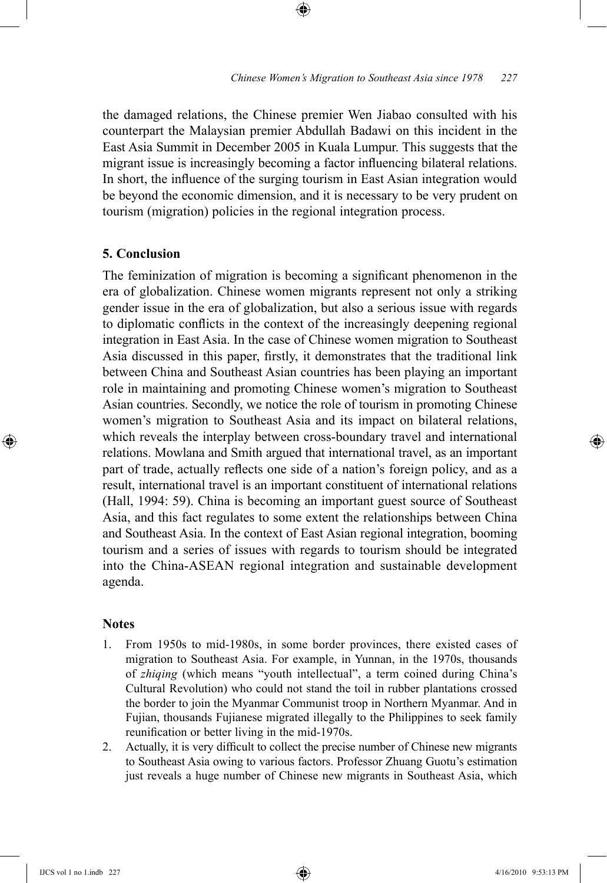the damaged relations, the Chinese premier Wen Jiabao consulted with his counterpart the Malaysian premier Abdullah Badawi on this incident in the East Asia Summit in December 2005 in Kuala Lumpur. This suggests that the migrant issue is increasingly becoming a factor influencing bilateral relations. In short, the influence of the surging tourism in East Asian integration would be beyond the economic dimension, and it is necessary to be very prudent on tourism (migration) policies in the regional integration process.

## 5. Conclusion

The feminization of migration is becoming a significant phenomenon in the era of globalization. Chinese women migrants represent not only a striking gender issue in the era of globalization, but also a serious issue with regards to diplomatic conflicts in the context of the increasingly deepening regional integration in East Asia. In the case of Chinese women migration to Southeast Asia discussed in this paper, firstly, it demonstrates that the traditional link between China and Southeast Asian countries has been playing an important role in maintaining and promoting Chinese women's migration to Southeast Asian countries. Secondly, we notice the role of tourism in promoting Chinese women's migration to Southeast Asia and its impact on bilateral relations, which reveals the interplay between cross-boundary travel and international relations. Mowlana and Smith argued that international travel, as an important part of trade, actually reflects one side of a nation's foreign policy, and as a result, international travel is an important constituent of international relations (Hall, 1994: 59). China is becoming an important guest source of Southeast Asia, and this fact regulates to some extent the relationships between China and Southeast Asia. In the context of East Asian regional integration, booming tourism and a series of issues with regards to tourism should be integrated into the China-ASEAN regional integration and sustainable development agenda.

## Notes

1. From 1950s to mid-1980s, in some border provinces, there existed cases of migration to Southeast Asia. For example, in Yunnan, in the 1970s, thousands of *zhiqing* (which means "youth intellectual", a term coined during China's Cultural Revolution) who could not stand the toil in rubber plantations crossed the border to join the Myanmar Communist troop in Northern Myanmar. And in Fujian, thousands Fujianese migrated illegally to the Philippines to seek family reunification or better living in the mid-1970s.
2. Actually, it is very difficult to collect the precise number of Chinese new migrants to Southeast Asia owing to various factors. Professor Zhuang Guotu's estimation just reveals a huge number of Chinese new migrants in Southeast Asia, which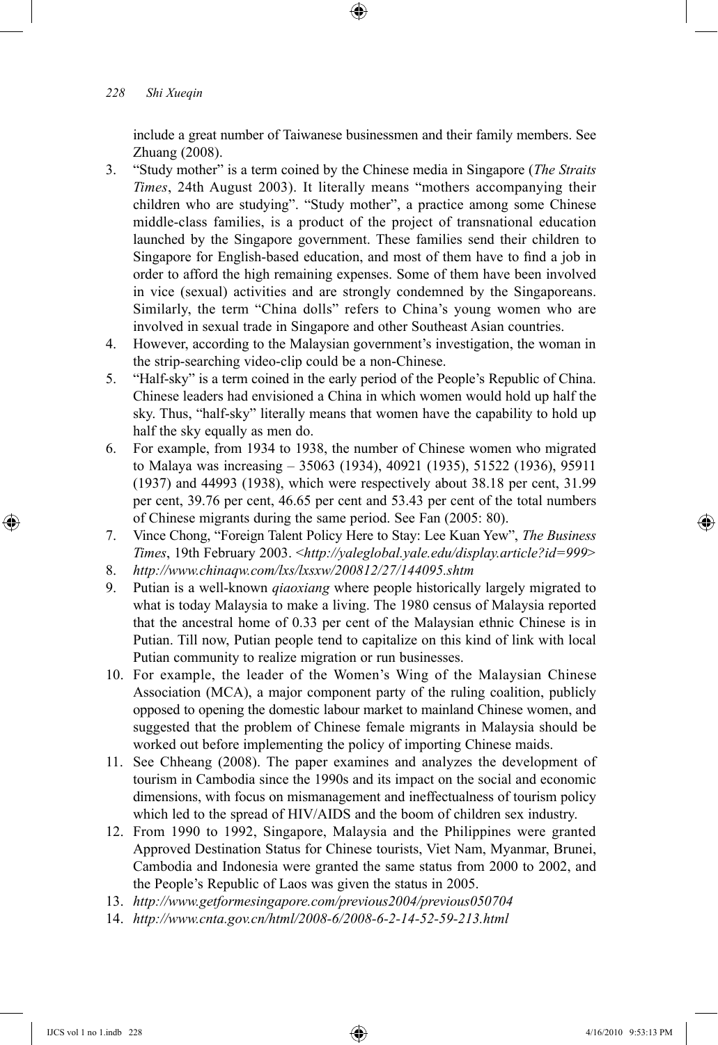include a great number of Taiwanese businessmen and their family members. See Zhuang (2008).

3. "Study mother" is a term coined by the Chinese media in Singapore (*The Straits Times*, 24th August 2003). It literally means "mothers accompanying their children who are studying". "Study mother", a practice among some Chinese middle-class families, is a product of the project of transnational education launched by the Singapore government. These families send their children to Singapore for English-based education, and most of them have to find a job in order to afford the high remaining expenses. Some of them have been involved in vice (sexual) activities and are strongly condemned by the Singaporeans. Similarly, the term "China dolls" refers to China's young women who are involved in sexual trade in Singapore and other Southeast Asian countries.
4. However, according to the Malaysian government's investigation, the woman in the strip-searching video-clip could be a non-Chinese.
5. "Half-sky" is a term coined in the early period of the People's Republic of China. Chinese leaders had envisioned a China in which women would hold up half the sky. Thus, "half-sky" literally means that women have the capability to hold up half the sky equally as men do.
6. For example, from 1934 to 1938, the number of Chinese women who migrated to Malaya was increasing – 35063 (1934), 40921 (1935), 51522 (1936), 95911 (1937) and 44993 (1938), which were respectively about 38.18 per cent, 31.99 per cent, 39.76 per cent, 46.65 per cent and 53.43 per cent of the total numbers of Chinese migrants during the same period. See Fan (2005: 80).
7. Vince Chong, "Foreign Talent Policy Here to Stay: Lee Kuan Yew", *The Business Times*, 19th February 2003. <*http://yaleglobal.yale.edu/display.article?id=999*>
8. *http://www.chinaqw.com/lxs/lxsxw/200812/27/144095.shtm*
9. Putian is a well-known *qiaoxiang* where people historically largely migrated to what is today Malaysia to make a living. The 1980 census of Malaysia reported that the ancestral home of 0.33 per cent of the Malaysian ethnic Chinese is in Putian. Till now, Putian people tend to capitalize on this kind of link with local Putian community to realize migration or run businesses.
10. For example, the leader of the Women's Wing of the Malaysian Chinese Association (MCA), a major component party of the ruling coalition, publicly opposed to opening the domestic labour market to mainland Chinese women, and suggested that the problem of Chinese female migrants in Malaysia should be worked out before implementing the policy of importing Chinese maids.
11. See Chheang (2008). The paper examines and analyzes the development of tourism in Cambodia since the 1990s and its impact on the social and economic dimensions, with focus on mismanagement and ineffectualness of tourism policy which led to the spread of HIV/AIDS and the boom of children sex industry.
12. From 1990 to 1992, Singapore, Malaysia and the Philippines were granted Approved Destination Status for Chinese tourists, Viet Nam, Myanmar, Brunei, Cambodia and Indonesia were granted the same status from 2000 to 2002, and the People's Republic of Laos was given the status in 2005.
13. *http://www.getformesingapore.com/previous2004/previous050704*
14. *http://www.cnta.gov.cn/html/2008-6/2008-6-2-14-52-59-213.html*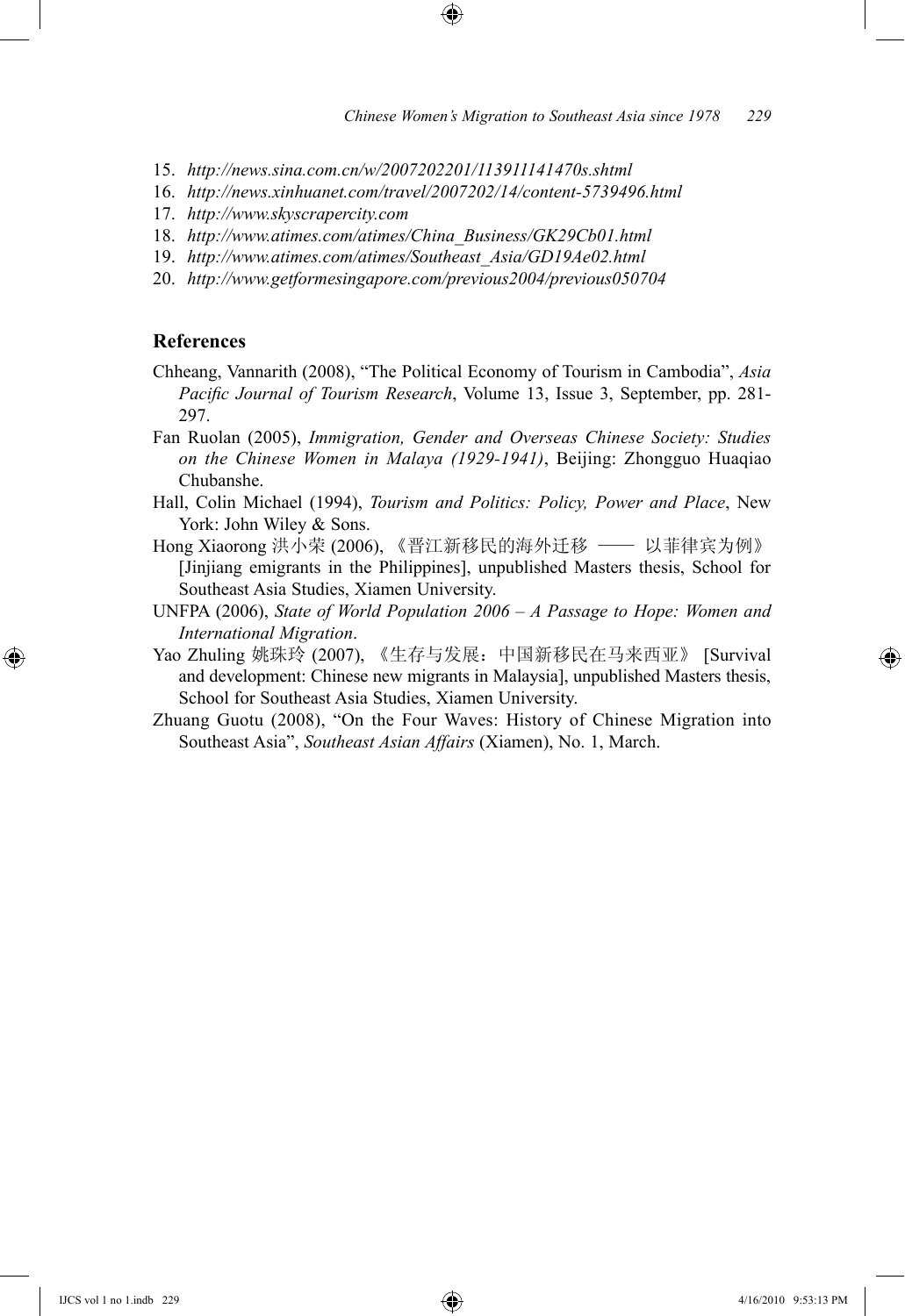15. *http://news.sina.com.cn/w/2007202201/113911141470s.shtml*
16. *http://news.xinhuanet.com/travel/2007202/14/content-5739496.html*
17. *http://www.skyscrapercity.com*
18. *http://www.atimes.com/atimes/China_Business/GK29Cb01.html*
19. *http://www.atimes.com/atimes/Southeast_Asia/GD19Ae02.html*
20. *http://www.getformesingapore.com/previous2004/previous050704*

## References

Chheang, Vannarith (2008), "The Political Economy of Tourism in Cambodia", *Asia Pacific Journal of Tourism Research*, Volume 13, Issue 3, September, pp. 281-297.

Fan Ruolan (2005), *Immigration, Gender and Overseas Chinese Society: Studies on the Chinese Women in Malaya (1929-1941)*, Beijing: Zhongguo Huaqiao Chubanshe.

Hall, Colin Michael (1994), *Tourism and Politics: Policy, Power and Place*, New York: John Wiley & Sons.

Hong Xiaorong 洪小荣 (2006), 《晋江新移民的海外迁移 —— 以菲律宾为例》 [Jinjiang emigrants in the Philippines], unpublished Masters thesis, School for Southeast Asia Studies, Xiamen University.

UNFPA (2006), *State of World Population 2006 – A Passage to Hope: Women and International Migration*.

Yao Zhuling 姚珠玲 (2007), 《生存与发展：中国新移民在马来西亚》 [Survival and development: Chinese new migrants in Malaysia], unpublished Masters thesis, School for Southeast Asia Studies, Xiamen University.

Zhuang Guotu (2008), "On the Four Waves: History of Chinese Migration into Southeast Asia", *Southeast Asian Affairs* (Xiamen), No. 1, March.